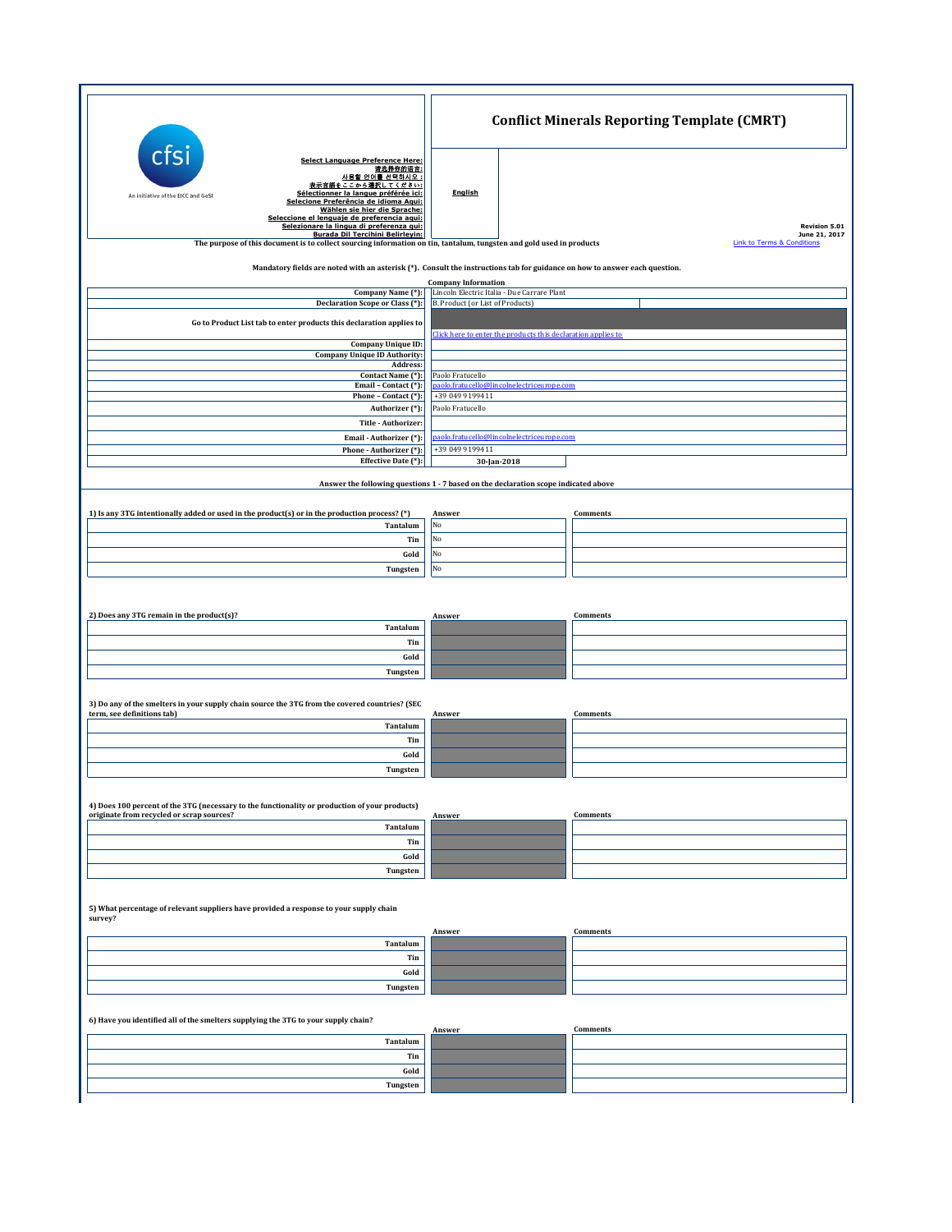# Conflict Minerals Reporting Template (CMRT)

**Select Language Preference Here:**
**请选择你的语言:**
**사용할 언어를 선택하시오 :**
**表示言語をここから選択してください:**
**Sélectionner la langue préférée ici:**
**Selecione Preferência de idioma Aqui:**
**Wählen sie hier die Sprache:**
**Seleccione el lenguaje de preferencia aqui:**
**Selezionare la lingua di preferenza qui:**
**Burada Dil Tercihini Belirleyin:**

**English**

**Revision 5.01**
**June 21, 2017**

Link to Terms & Conditions

**The purpose of this document is to collect sourcing information on tin, tantalum, tungsten and gold used in products**

**Mandatory fields are noted with an asterisk (*). Consult the instructions tab for guidance on how to answer each question.**

**Company Information**

| | |
|---|---|
| **Company Name (*):** | Lincoln Electric Italia - Due Carrare Plant |
| **Declaration Scope or Class (*):** | B. Product (or List of Products) |
| **Go to Product List tab to enter products this declaration applies to** | Click here to enter the products this declaration applies to |
| **Company Unique ID:** | |
| **Company Unique ID Authority:** | |
| **Address:** | |
| **Contact Name (*):** | Paolo Fratucello |
| **Email – Contact (*):** | paolo.fratucello@lincolnelectriceurope.com |
| **Phone – Contact (*):** | +39 049 9199411 |
| **Authorizer (*):** | Paolo Fratucello |
| **Title - Authorizer:** | |
| **Email - Authorizer (*):** | paolo.fratucello@lincolnelectriceurope.com |
| **Phone - Authorizer (*):** | +39 049 9199411 |
| **Effective Date (*):** | 30-Jan-2018 |

**Answer the following questions 1 - 7 based on the declaration scope indicated above**

| **1) Is any 3TG intentionally added or used in the product(s) or in the production process? (*)** | **Answer** | **Comments** |
|---|---|---|
| **Tantalum** | No | |
| **Tin** | No | |
| **Gold** | No | |
| **Tungsten** | No | |

| **2) Does any 3TG remain in the product(s)?** | **Answer** | **Comments** |
|---|---|---|
| **Tantalum** | | |
| **Tin** | | |
| **Gold** | | |
| **Tungsten** | | |

| **3) Do any of the smelters in your supply chain source the 3TG from the covered countries? (SEC term, see definitions tab)** | **Answer** | **Comments** |
|---|---|---|
| **Tantalum** | | |
| **Tin** | | |
| **Gold** | | |
| **Tungsten** | | |

| **4) Does 100 percent of the 3TG (necessary to the functionality or production of your products) originate from recycled or scrap sources?** | **Answer** | **Comments** |
|---|---|---|
| **Tantalum** | | |
| **Tin** | | |
| **Gold** | | |
| **Tungsten** | | |

| **5) What percentage of relevant suppliers have provided a response to your supply chain survey?** | **Answer** | **Comments** |
|---|---|---|
| **Tantalum** | | |
| **Tin** | | |
| **Gold** | | |
| **Tungsten** | | |

| **6) Have you identified all of the smelters supplying the 3TG to your supply chain?** | **Answer** | **Comments** |
|---|---|---|
| **Tantalum** | | |
| **Tin** | | |
| **Gold** | | |
| **Tungsten** | | |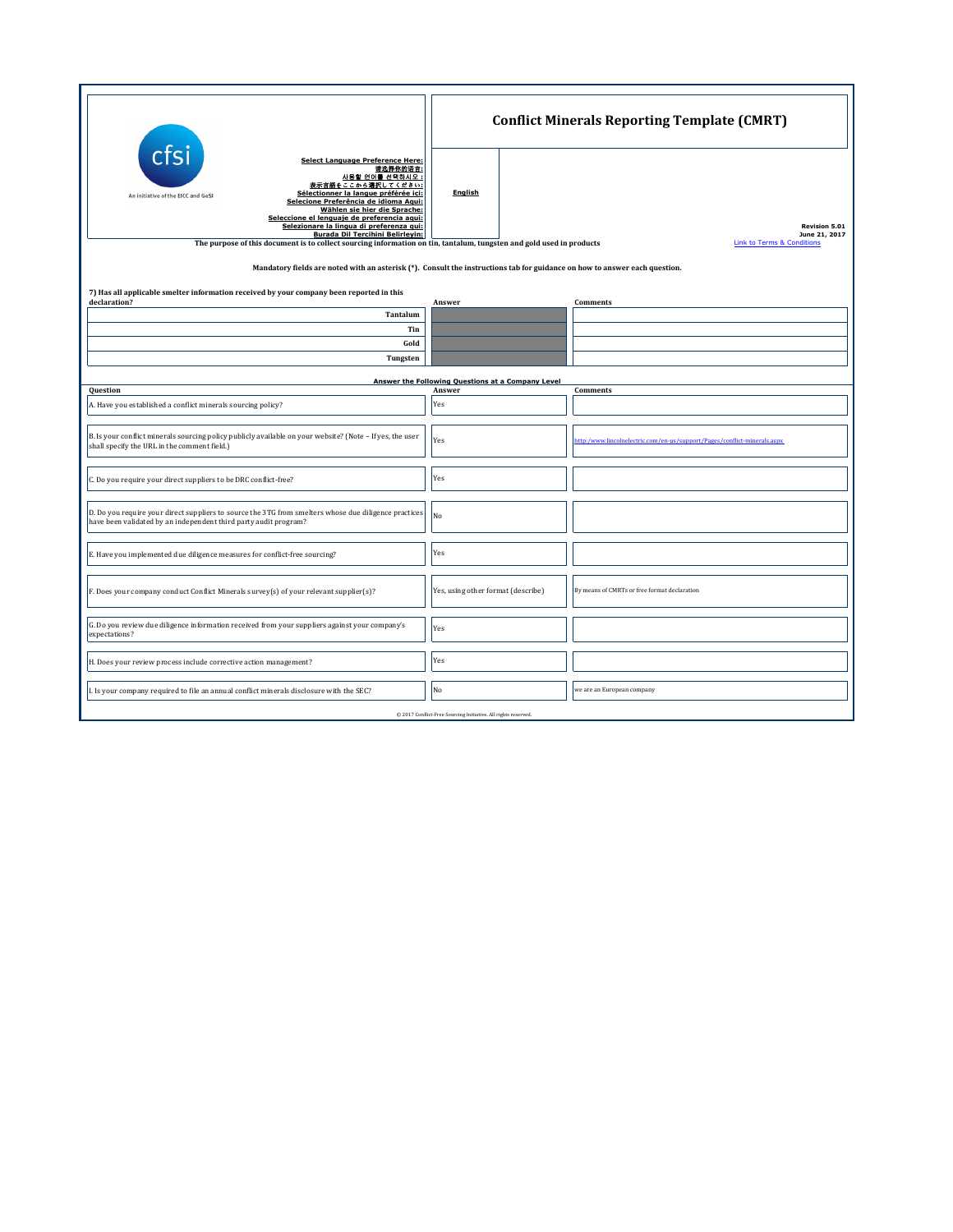cfsi

An initiative of the EICC and GeSI

# Conflict Minerals Reporting Template (CMRT)

**Select Language Preference Here:**
**请选择你的语言:**
**사용할 언어를 선택하시오 :**
**表示言語をここから選択してください:**
**Sélectionner la langue préférée ici:**
**Selecione Preferência de idioma Aqui:**
**Wählen sie hier die Sprache:**
**Seleccione el lenguaje de preferencia aqui:**
**Selezionare la lingua di preferenza qui:**
**Burada Dil Tercihini Belirleyin:**

**English**

**Revision 5.01**
**June 21, 2017**

Link to Terms & Conditions

**The purpose of this document is to collect sourcing information on tin, tantalum, tungsten and gold used in products**

**Mandatory fields are noted with an asterisk (*). Consult the instructions tab for guidance on how to answer each question.**

| **7) Has all applicable smelter information received by your company been reported in this declaration?** | **Answer** | **Comments** |
|---|---|---|
| **Tantalum** | | |
| **Tin** | | |
| **Gold** | | |
| **Tungsten** | | |

**Answer the Following Questions at a Company Level**

| **Question** | **Answer** | **Comments** |
|---|---|---|
| A. Have you established a conflict minerals sourcing policy? | Yes | |
| B. Is your conflict minerals sourcing policy publicly available on your website? (Note – If yes, the user shall specify the URL in the comment field.) | Yes | http://www.lincolnelectric.com/en-us/support/Pages/conflict-minerals.aspx |
| C. Do you require your direct suppliers to be DRC conflict-free? | Yes | |
| D. Do you require your direct suppliers to source the 3TG from smelters whose due diligence practices have been validated by an independent third party audit program? | No | |
| E. Have you implemented due diligence measures for conflict-free sourcing? | Yes | |
| F. Does your company conduct Conflict Minerals survey(s) of your relevant supplier(s)? | Yes, using other format (describe) | By means of CMRTs or free format declaration |
| G. Do you review due diligence information received from your suppliers against your company's expectations? | Yes | |
| H. Does your review process include corrective action management? | Yes | |
| I. Is your company required to file an annual conflict minerals disclosure with the SEC? | No | we are an European company |

© 2017 Conflict-Free Sourcing Initiative. All rights reserved.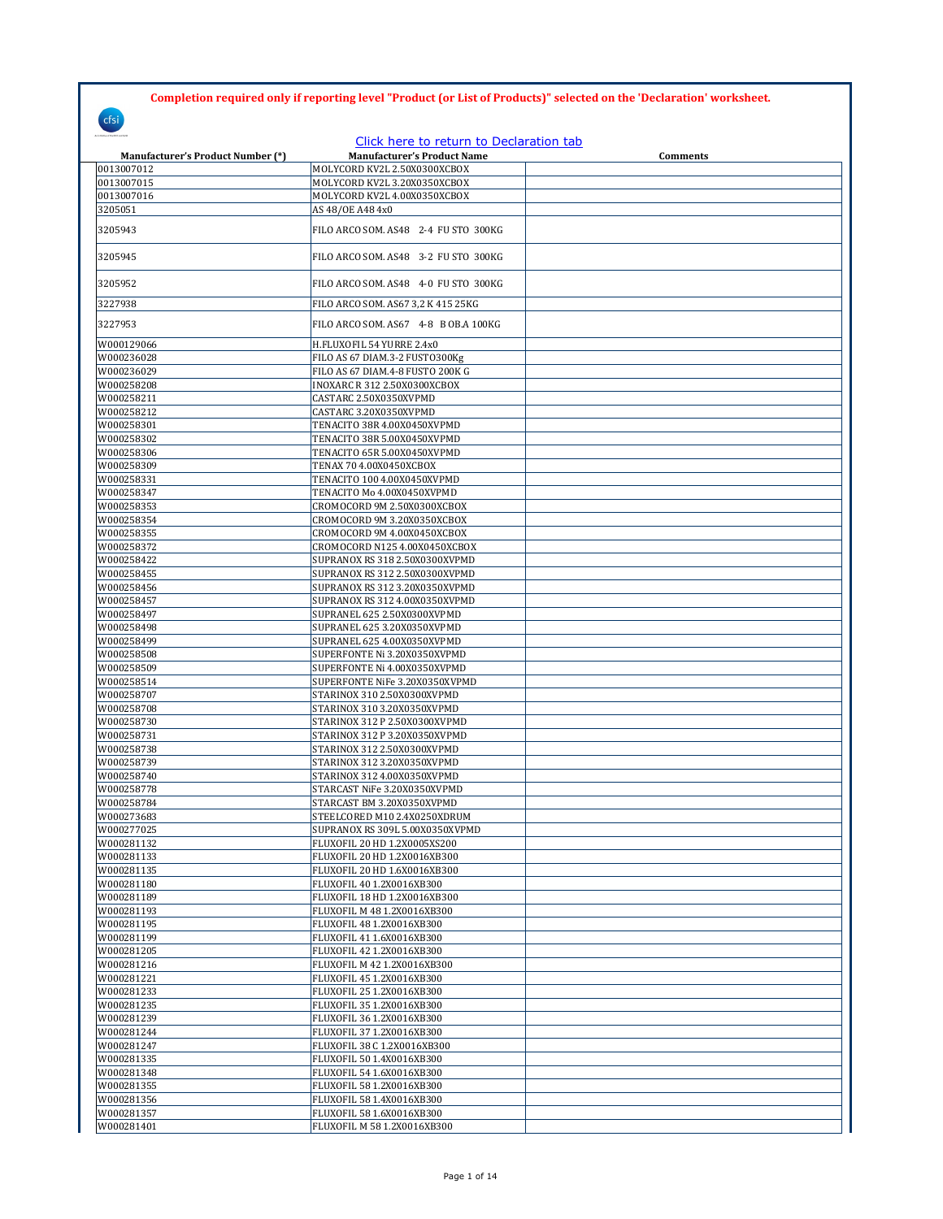**Completion required only if reporting level "Product (or List of Products)" selected on the 'Declaration' worksheet.**

Click here to return to Declaration tab

| Manufacturer's Product Number (*) | Manufacturer's Product Name | Comments |
|---|---|---|
| 0013007012 | MOLYCORD KV2L 2.50X0300XCBOX | |
| 0013007015 | MOLYCORD KV2L 3.20X0350XCBOX | |
| 0013007016 | MOLYCORD KV2L 4.00X0350XCBOX | |
| 3205051 | AS 48/OE A48 4x0 | |
| 3205943 | FILO ARCO SOM. AS48 2-4 FU STO 300KG | |
| 3205945 | FILO ARCO SOM. AS48 3-2 FU STO 300KG | |
| 3205952 | FILO ARCO SOM. AS48 4-0 FU STO 300KG | |
| 3227938 | FILO ARCO SOM. AS67 3,2 K 415 25KG | |
| 3227953 | FILO ARCO SOM. AS67 4-8 B OB.A 100KG | |
| W000129066 | H.FLUXOFIL 54 YURRE 2.4x0 | |
| W000236028 | FILO AS 67 DIAM.3-2 FUSTO300Kg | |
| W000236029 | FILO AS 67 DIAM.4-8 FUSTO 200K G | |
| W000258208 | INOXARC R 312 2.50X0300XCBOX | |
| W000258211 | CASTARC 2.50X0350XVPMD | |
| W000258212 | CASTARC 3.20X0350XVPMD | |
| W000258301 | TENACITO 38R 4.00X0450XVPMD | |
| W000258302 | TENACITO 38R 5.00X0450XVPMD | |
| W000258306 | TENACITO 65R 5.00X0450XVPMD | |
| W000258309 | TENAX 70 4.00X0450XCBOX | |
| W000258331 | TENACITO 100 4.00X0450XVPMD | |
| W000258347 | TENACITO Mo 4.00X0450XVPMD | |
| W000258353 | CROMOCORD 9M 2.50X0300XCBOX | |
| W000258354 | CROMOCORD 9M 3.20X0350XCBOX | |
| W000258355 | CROMOCORD 9M 4.00X0450XCBOX | |
| W000258372 | CROMOCORD N125 4.00X0450XCBOX | |
| W000258422 | SUPRANOX RS 318 2.50X0300XVPMD | |
| W000258455 | SUPRANOX RS 312 2.50X0300XVPMD | |
| W000258456 | SUPRANOX RS 312 3.20X0350XVPMD | |
| W000258457 | SUPRANOX RS 312 4.00X0350XVPMD | |
| W000258497 | SUPRANEL 625 2.50X0300XVPMD | |
| W000258498 | SUPRANEL 625 3.20X0350XVPMD | |
| W000258499 | SUPRANEL 625 4.00X0350XVPMD | |
| W000258508 | SUPERFONTE Ni 3.20X0350XVPMD | |
| W000258509 | SUPERFONTE Ni 4.00X0350XVPMD | |
| W000258514 | SUPERFONTE NiFe 3.20X0350XVPMD | |
| W000258707 | STARINOX 310 2.50X0300XVPMD | |
| W000258708 | STARINOX 310 3.20X0350XVPMD | |
| W000258730 | STARINOX 312 P 2.50X0300XVPMD | |
| W000258731 | STARINOX 312 P 3.20X0350XVPMD | |
| W000258738 | STARINOX 312 2.50X0300XVPMD | |
| W000258739 | STARINOX 312 3.20X0350XVPMD | |
| W000258740 | STARINOX 312 4.00X0350XVPMD | |
| W000258778 | STARCAST NiFe 3.20X0350XVPMD | |
| W000258784 | STARCAST BM 3.20X0350XVPMD | |
| W000273683 | STEELCORED M10 2.4X0250XDRUM | |
| W000277025 | SUPRANOX RS 309L 5.00X0350XVPMD | |
| W000281132 | FLUXOFIL 20 HD 1.2X0005XS200 | |
| W000281133 | FLUXOFIL 20 HD 1.2X0016XB300 | |
| W000281135 | FLUXOFIL 20 HD 1.6X0016XB300 | |
| W000281180 | FLUXOFIL 40 1.2X0016XB300 | |
| W000281189 | FLUXOFIL 18 HD 1.2X0016XB300 | |
| W000281193 | FLUXOFIL M 48 1.2X0016XB300 | |
| W000281195 | FLUXOFIL 48 1.2X0016XB300 | |
| W000281199 | FLUXOFIL 41 1.6X0016XB300 | |
| W000281205 | FLUXOFIL 42 1.2X0016XB300 | |
| W000281216 | FLUXOFIL M 42 1.2X0016XB300 | |
| W000281221 | FLUXOFIL 45 1.2X0016XB300 | |
| W000281233 | FLUXOFIL 25 1.2X0016XB300 | |
| W000281235 | FLUXOFIL 35 1.2X0016XB300 | |
| W000281239 | FLUXOFIL 36 1.2X0016XB300 | |
| W000281244 | FLUXOFIL 37 1.2X0016XB300 | |
| W000281247 | FLUXOFIL 38 C 1.2X0016XB300 | |
| W000281335 | FLUXOFIL 50 1.4X0016XB300 | |
| W000281348 | FLUXOFIL 54 1.6X0016XB300 | |
| W000281355 | FLUXOFIL 58 1.2X0016XB300 | |
| W000281356 | FLUXOFIL 58 1.4X0016XB300 | |
| W000281357 | FLUXOFIL 58 1.6X0016XB300 | |
| W000281401 | FLUXOFIL M 58 1.2X0016XB300 | |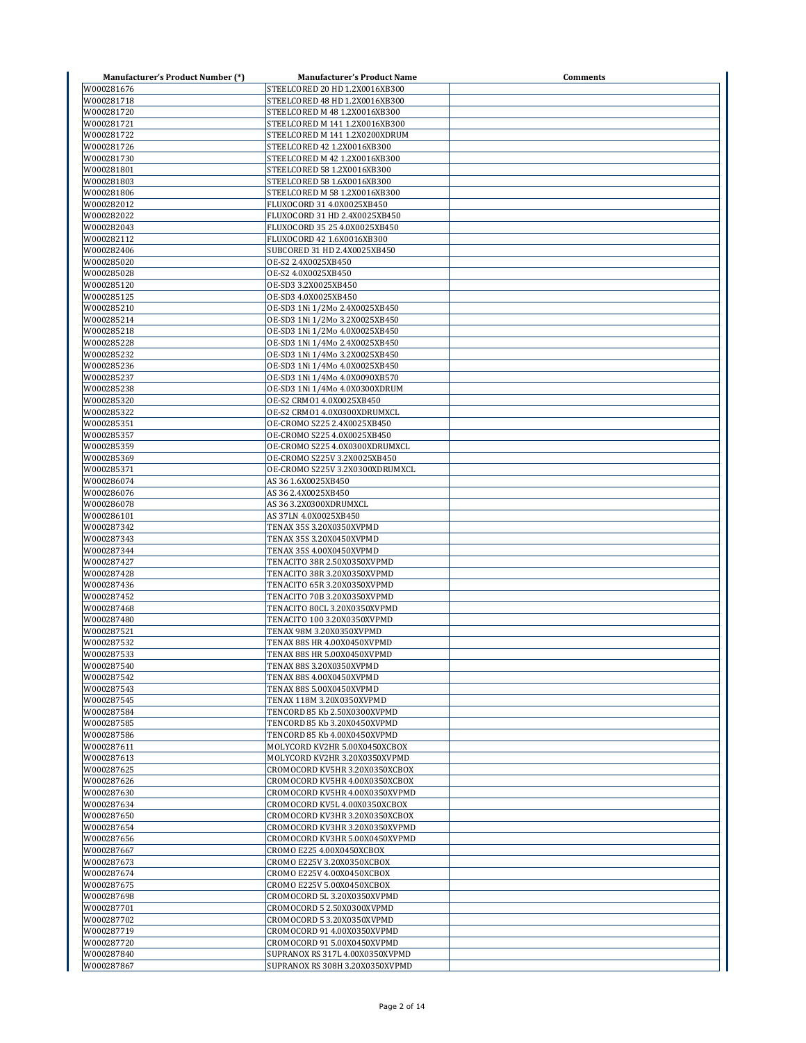| Manufacturer's Product Number (*) | Manufacturer's Product Name | Comments |
| --- | --- | --- |
| W000281676 | STEELCORED 20 HD 1.2X0016XB300 | |
| W000281718 | STEELCORED 48 HD 1.2X0016XB300 | |
| W000281720 | STEELCORED M 48 1.2X0016XB300 | |
| W000281721 | STEELCORED M 141 1.2X0016XB300 | |
| W000281722 | STEELCORED M 141 1.2X0200XDRUM | |
| W000281726 | STEELCORED 42 1.2X0016XB300 | |
| W000281730 | STEELCORED M 42 1.2X0016XB300 | |
| W000281801 | STEELCORED 58 1.2X0016XB300 | |
| W000281803 | STEELCORED 58 1.6X0016XB300 | |
| W000281806 | STEELCORED M 58 1.2X0016XB300 | |
| W000282012 | FLUXOCORD 31 4.0X0025XB450 | |
| W000282022 | FLUXOCORD 31 HD 2.4X0025XB450 | |
| W000282043 | FLUXOCORD 35 25 4.0X0025XB450 | |
| W000282112 | FLUXOCORD 42 1.6X0016XB300 | |
| W000282406 | SUBCORED 31 HD 2.4X0025XB450 | |
| W000285020 | OE-S2 2.4X0025XB450 | |
| W000285028 | OE-S2 4.0X0025XB450 | |
| W000285120 | OE-SD3 3.2X0025XB450 | |
| W000285125 | OE-SD3 4.0X0025XB450 | |
| W000285210 | OE-SD3 1Ni 1/2Mo 2.4X0025XB450 | |
| W000285214 | OE-SD3 1Ni 1/2Mo 3.2X0025XB450 | |
| W000285218 | OE-SD3 1Ni 1/2Mo 4.0X0025XB450 | |
| W000285228 | OE-SD3 1Ni 1/4Mo 2.4X0025XB450 | |
| W000285232 | OE-SD3 1Ni 1/4Mo 3.2X0025XB450 | |
| W000285236 | OE-SD3 1Ni 1/4Mo 4.0X0025XB450 | |
| W000285237 | OE-SD3 1Ni 1/4Mo 4.0X0090XB570 | |
| W000285238 | OE-SD3 1Ni 1/4Mo 4.0X0300XDRUM | |
| W000285320 | OE-S2 CRMO1 4.0X0025XB450 | |
| W000285322 | OE-S2 CRMO1 4.0X0300XDRUMXCL | |
| W000285351 | OE-CROMO S225 2.4X0025XB450 | |
| W000285357 | OE-CROMO S225 4.0X0025XB450 | |
| W000285359 | OE-CROMO S225 4.0X0300XDRUMXCL | |
| W000285369 | OE-CROMO S225V 3.2X0025XB450 | |
| W000285371 | OE-CROMO S225V 3.2X0300XDRUMXCL | |
| W000286074 | AS 36 1.6X0025XB450 | |
| W000286076 | AS 36 2.4X0025XB450 | |
| W000286078 | AS 36 3.2X0300XDRUMXCL | |
| W000286101 | AS 37LN 4.0X0025XB450 | |
| W000287342 | TENAX 35S 3.20X0350XVPMD | |
| W000287343 | TENAX 35S 3.20X0450XVPMD | |
| W000287344 | TENAX 35S 4.00X0450XVPMD | |
| W000287427 | TENACITO 38R 2.50X0350XVPMD | |
| W000287428 | TENACITO 38R 3.20X0350XVPMD | |
| W000287436 | TENACITO 65R 3.20X0350XVPMD | |
| W000287452 | TENACITO 70B 3.20X0350XVPMD | |
| W000287468 | TENACITO 80CL 3.20X0350XVPMD | |
| W000287480 | TENACITO 100 3.20X0350XVPMD | |
| W000287521 | TENAX 98M 3.20X0350XVPMD | |
| W000287532 | TENAX 88S HR 4.00X0450XVPMD | |
| W000287533 | TENAX 88S HR 5.00X0450XVPMD | |
| W000287540 | TENAX 88S 3.20X0350XVPMD | |
| W000287542 | TENAX 88S 4.00X0450XVPMD | |
| W000287543 | TENAX 88S 5.00X0450XVPMD | |
| W000287545 | TENAX 118M 3.20X0350XVPMD | |
| W000287584 | TENCORD 85 Kb 2.50X0300XVPMD | |
| W000287585 | TENCORD 85 Kb 3.20X0450XVPMD | |
| W000287586 | TENCORD 85 Kb 4.00X0450XVPMD | |
| W000287611 | MOLYCORD KV2HR 5.00X0450XCBOX | |
| W000287613 | MOLYCORD KV2HR 3.20X0350XVPMD | |
| W000287625 | CROMOCORD KV5HR 3.20X0350XCBOX | |
| W000287626 | CROMOCORD KV5HR 4.00X0350XCBOX | |
| W000287630 | CROMOCORD KV5HR 4.00X0350XVPMD | |
| W000287634 | CROMOCORD KV5L 4.00X0350XCBOX | |
| W000287650 | CROMOCORD KV3HR 3.20X0350XCBOX | |
| W000287654 | CROMOCORD KV3HR 3.20X0350XVPMD | |
| W000287656 | CROMOCORD KV3HR 5.00X0450XVPMD | |
| W000287667 | CROMO E225 4.00X0450XCBOX | |
| W000287673 | CROMO E225V 3.20X0350XCBOX | |
| W000287674 | CROMO E225V 4.00X0450XCBOX | |
| W000287675 | CROMO E225V 5.00X0450XCBOX | |
| W000287698 | CROMOCORD 5L 3.20X0350XVPMD | |
| W000287701 | CROMOCORD 5 2.50X0300XVPMD | |
| W000287702 | CROMOCORD 5 3.20X0350XVPMD | |
| W000287719 | CROMOCORD 91 4.00X0350XVPMD | |
| W000287720 | CROMOCORD 91 5.00X0450XVPMD | |
| W000287840 | SUPRANOX RS 317L 4.00X0350XVPMD | |
| W000287867 | SUPRANOX RS 308H 3.20X0350XVPMD | |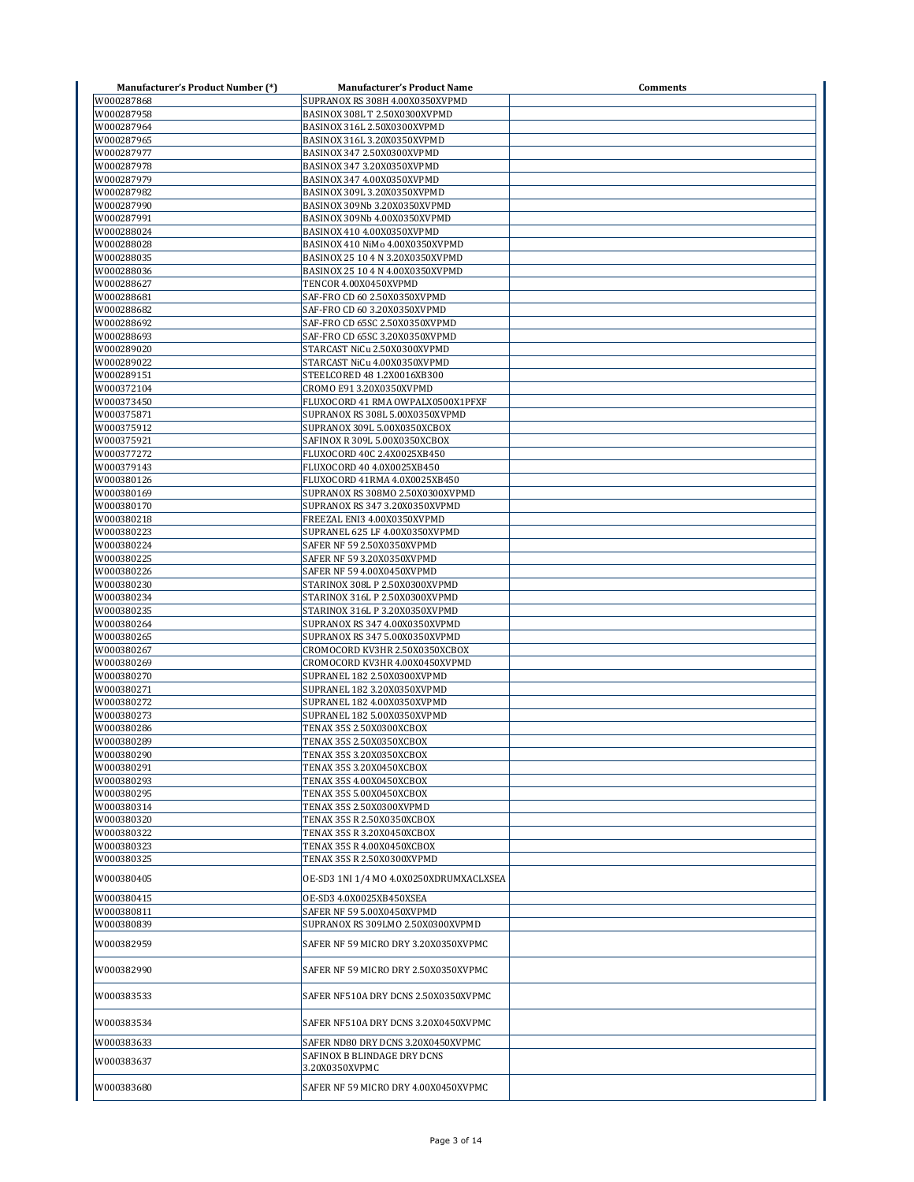| Manufacturer's Product Number (*) | Manufacturer's Product Name | Comments |
|---|---|---|
| W000287868 | SUPRANOX RS 308H 4.00X0350XVPMD | |
| W000287958 | BASINOX 308L T 2.50X0300XVPMD | |
| W000287964 | BASINOX 316L 2.50X0300XVPMD | |
| W000287965 | BASINOX 316L 3.20X0350XVPMD | |
| W000287977 | BASINOX 347 2.50X0300XVPMD | |
| W000287978 | BASINOX 347 3.20X0350XVPMD | |
| W000287979 | BASINOX 347 4.00X0350XVPMD | |
| W000287982 | BASINOX 309L 3.20X0350XVPMD | |
| W000287990 | BASINOX 309Nb 3.20X0350XVPMD | |
| W000287991 | BASINOX 309Nb 4.00X0350XVPMD | |
| W000288024 | BASINOX 410 4.00X0350XVPMD | |
| W000288028 | BASINOX 410 NiMo 4.00X0350XVPMD | |
| W000288035 | BASINOX 25 10 4 N 3.20X0350XVPMD | |
| W000288036 | BASINOX 25 10 4 N 4.00X0350XVPMD | |
| W000288627 | TENCOR 4.00X0450XVPMD | |
| W000288681 | SAF-FRO CD 60 2.50X0350XVPMD | |
| W000288682 | SAF-FRO CD 60 3.20X0350XVPMD | |
| W000288692 | SAF-FRO CD 65SC 2.50X0350XVPMD | |
| W000288693 | SAF-FRO CD 65SC 3.20X0350XVPMD | |
| W000289020 | STARCAST NiCu 2.50X0300XVPMD | |
| W000289022 | STARCAST NiCu 4.00X0350XVPMD | |
| W000289151 | STEELCORED 48 1.2X0016XB300 | |
| W000372104 | CROMO E91 3.20X0350XVPMD | |
| W000373450 | FLUXOCORD 41 RMA OWPALX0500X1PFXF | |
| W000375871 | SUPRANOX RS 308L 5.00X0350XVPMD | |
| W000375912 | SUPRANOX 309L 5.00X0350XCBOX | |
| W000375921 | SAFINOX R 309L 5.00X0350XCBOX | |
| W000377272 | FLUXOCORD 40C 2.4X0025XB450 | |
| W000379143 | FLUXOCORD 40 4.0X0025XB450 | |
| W000380126 | FLUXOCORD 41RMA 4.0X0025XB450 | |
| W000380169 | SUPRANOX RS 308MO 2.50X0300XVPMD | |
| W000380170 | SUPRANOX RS 347 3.20X0350XVPMD | |
| W000380218 | FREEZAL ENI3 4.00X0350XVPMD | |
| W000380223 | SUPRANEL 625 LF 4.00X0350XVPMD | |
| W000380224 | SAFER NF 59 2.50X0350XVPMD | |
| W000380225 | SAFER NF 59 3.20X0350XVPMD | |
| W000380226 | SAFER NF 59 4.00X0450XVPMD | |
| W000380230 | STARINOX 308L P 2.50X0300XVPMD | |
| W000380234 | STARINOX 316L P 2.50X0300XVPMD | |
| W000380235 | STARINOX 316L P 3.20X0350XVPMD | |
| W000380264 | SUPRANOX RS 347 4.00X0350XVPMD | |
| W000380265 | SUPRANOX RS 347 5.00X0350XVPMD | |
| W000380267 | CROMOCORD KV3HR 2.50X0350XCBOX | |
| W000380269 | CROMOCORD KV3HR 4.00X0450XVPMD | |
| W000380270 | SUPRANEL 182 2.50X0300XVPMD | |
| W000380271 | SUPRANEL 182 3.20X0350XVPMD | |
| W000380272 | SUPRANEL 182 4.00X0350XVPMD | |
| W000380273 | SUPRANEL 182 5.00X0350XVPMD | |
| W000380286 | TENAX 35S 2.50X0300XCBOX | |
| W000380289 | TENAX 35S 2.50X0350XCBOX | |
| W000380290 | TENAX 35S 3.20X0350XCBOX | |
| W000380291 | TENAX 35S 3.20X0450XCBOX | |
| W000380293 | TENAX 35S 4.00X0450XCBOX | |
| W000380295 | TENAX 35S 5.00X0450XCBOX | |
| W000380314 | TENAX 35S 2.50X0300XVPMD | |
| W000380320 | TENAX 35S R 2.50X0350XCBOX | |
| W000380322 | TENAX 35S R 3.20X0450XCBOX | |
| W000380323 | TENAX 35S R 4.00X0450XCBOX | |
| W000380325 | TENAX 35S R 2.50X0300XVPMD | |
| W000380405 | OE-SD3 1NI 1/4 MO 4.0X0250XDRUMXACLXSEA | |
| W000380415 | OE-SD3 4.0X0025XB450XSEA | |
| W000380811 | SAFER NF 59 5.00X0450XVPMD | |
| W000380839 | SUPRANOX RS 309LMO 2.50X0300XVPMD | |
| W000382959 | SAFER NF 59 MICRO DRY 3.20X0350XVPMC | |
| W000382990 | SAFER NF 59 MICRO DRY 2.50X0350XVPMC | |
| W000383533 | SAFER NF510A DRY DCNS 2.50X0350XVPMC | |
| W000383534 | SAFER NF510A DRY DCNS 3.20X0450XVPMC | |
| W000383633 | SAFER ND80 DRY DCNS 3.20X0450XVPMC | |
| W000383637 | SAFINOX B BLINDAGE DRY DCNS 3.20X0350XVPMC | |
| W000383680 | SAFER NF 59 MICRO DRY 4.00X0450XVPMC | |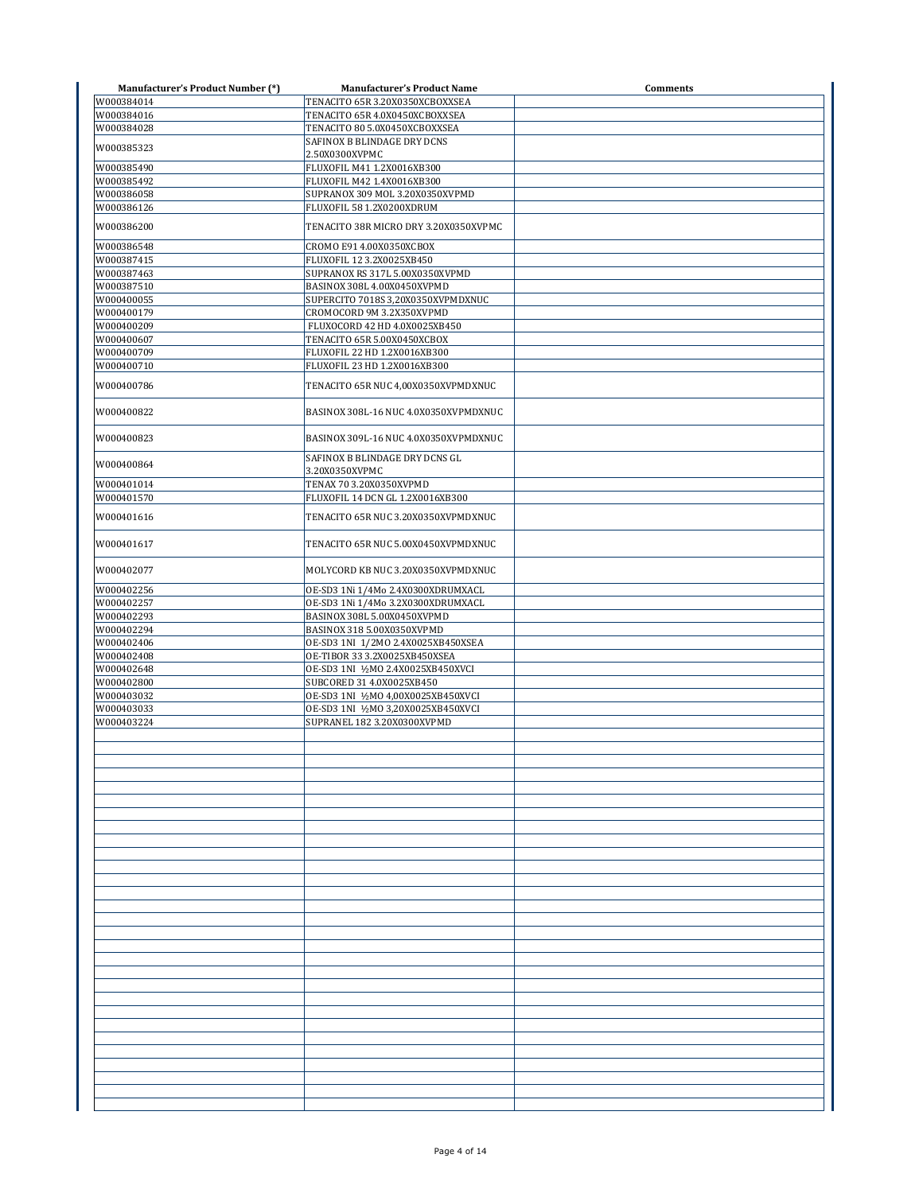| Manufacturer's Product Number (*) | Manufacturer's Product Name | Comments |
|---|---|---|
| W000384014 | TENACITO 65R 3.20X0350XCBOXXSEA | |
| W000384016 | TENACITO 65R 4.0X0450XCBOXXSEA | |
| W000384028 | TENACITO 80 5.0X0450XCBOXXSEA | |
| W000385323 | SAFINOX B BLINDAGE DRY DCNS 2.50X0300XVPMC | |
| W000385490 | FLUXOFIL M41 1.2X0016XB300 | |
| W000385492 | FLUXOFIL M42 1.4X0016XB300 | |
| W000386058 | SUPRANOX 309 MOL 3.20X0350XVPMD | |
| W000386126 | FLUXOFIL 58 1.2X0200XDRUM | |
| W000386200 | TENACITO 38R MICRO DRY 3.20X0350XVPMC | |
| W000386548 | CROMO E91 4.00X0350XCBOX | |
| W000387415 | FLUXOFIL 12 3.2X0025XB450 | |
| W000387463 | SUPRANOX RS 317L 5.00X0350XVPMD | |
| W000387510 | BASINOX 308L 4.00X0450XVPMD | |
| W000400055 | SUPERCITO 7018S 3,20X0350XVPMDXNUC | |
| W000400179 | CROMOCORD 9M 3.2X350XVPMD | |
| W000400209 | FLUXOCORD 42 HD 4.0X0025XB450 | |
| W000400607 | TENACITO 65R 5.00X0450XCBOX | |
| W000400709 | FLUXOFIL 22 HD 1.2X0016XB300 | |
| W000400710 | FLUXOFIL 23 HD 1.2X0016XB300 | |
| W000400786 | TENACITO 65R NUC 4,00X0350XVPMDXNUC | |
| W000400822 | BASINOX 308L-16 NUC 4.0X0350XVPMDXNUC | |
| W000400823 | BASINOX 309L-16 NUC 4.0X0350XVPMDXNUC | |
| W000400864 | SAFINOX B BLINDAGE DRY DCNS GL 3.20X0350XVPMC | |
| W000401014 | TENAX 70 3.20X0350XVPMD | |
| W000401570 | FLUXOFIL 14 DCN GL 1.2X0016XB300 | |
| W000401616 | TENACITO 65R NUC 3.20X0350XVPMDXNUC | |
| W000401617 | TENACITO 65R NUC 5.00X0450XVPMDXNUC | |
| W000402077 | MOLYCORD KB NUC 3.20X0350XVPMDXNUC | |
| W000402256 | OE-SD3 1Ni 1/4Mo 2.4X0300XDRUMXACL | |
| W000402257 | OE-SD3 1Ni 1/4Mo 3.2X0300XDRUMXACL | |
| W000402293 | BASINOX 308L 5.00X0450XVPMD | |
| W000402294 | BASINOX 318 5.00X0350XVPMD | |
| W000402406 | OE-SD3 1NI 1/2MO 2.4X0025XB450XSEA | |
| W000402408 | OE-TIBOR 33 3.2X0025XB450XSEA | |
| W000402648 | OE-SD3 1NI ½MO 2.4X0025XB450XVCI | |
| W000402800 | SUBCORED 31 4.0X0025XB450 | |
| W000403032 | OE-SD3 1NI ½MO 4,00X0025XB450XVCI | |
| W000403033 | OE-SD3 1NI ½MO 3,20X0025XB450XVCI | |
| W000403224 | SUPRANEL 182 3.20X0300XVPMD | |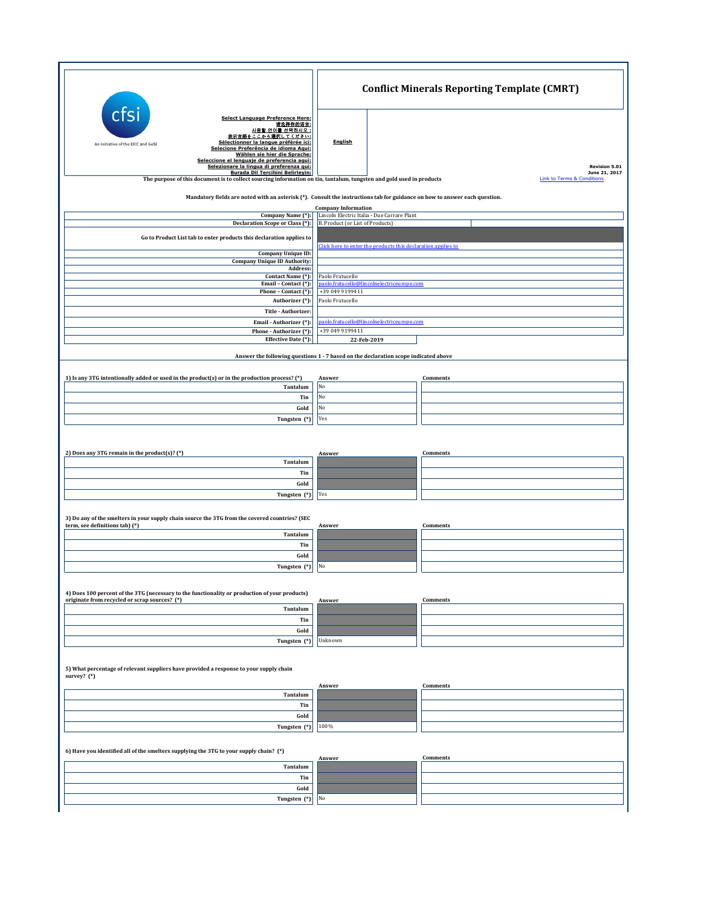cfsi

An initiative of the EICC and GeSI

**Select Language Preference Here:**
**请选择你的语言:**
**사용할 언어를 선택하시오 :**
**表示言語をここから選択してください:**
**Sélectionner la langue préférée ici:**
**Selecione Preferência de idioma Aqui:**
**Wählen sie hier die Sprache:**
**Seleccione el lenguaje de preferencia aqui:**
**Selezionare la lingua di preferenza qui:**
**Burada Dil Tercihini Belirleyin:**

**English**

# Conflict Minerals Reporting Template (CMRT)

**Revision 5.01**
**June 21, 2017**

Link to Terms & Conditions

**The purpose of this document is to collect sourcing information on tin, tantalum, tungsten and gold used in products**

**Mandatory fields are noted with an asterisk (*). Consult the instructions tab for guidance on how to answer each question.**

**Company Information**

| | |
|---|---|
| **Company Name (*):** | Lincoln Electric Italia - Due Carrare Plant |
| **Declaration Scope or Class (*):** | B. Product (or List of Products) |
| **Go to Product List tab to enter products this declaration applies to** | Click here to enter the products this declaration applies to |
| **Company Unique ID:** | |
| **Company Unique ID Authority:** | |
| **Address:** | |
| **Contact Name (*):** | Paolo Fratucello |
| **Email – Contact (*):** | paolo.fratucello@lincolnelectriceurope.com |
| **Phone – Contact (*):** | +39 049 9199411 |
| **Authorizer (*):** | Paolo Fratucello |
| **Title - Authorizer:** | |
| **Email - Authorizer (*):** | paolo.fratucello@lincolnelectriceurope.com |
| **Phone - Authorizer (*):** | +39 049 9199411 |
| **Effective Date (*):** | 22-Feb-2019 |

**Answer the following questions 1 - 7 based on the declaration scope indicated above**

**1) Is any 3TG intentionally added or used in the product(s) or in the production process? (*)**

| | Answer | Comments |
|---|---|---|
| **Tantalum** | No | |
| **Tin** | No | |
| **Gold** | No | |
| **Tungsten (*)** | Yes | |

**2) Does any 3TG remain in the product(s)? (*)**

| | Answer | Comments |
|---|---|---|
| **Tantalum** | | |
| **Tin** | | |
| **Gold** | | |
| **Tungsten (*)** | Yes | |

**3) Do any of the smelters in your supply chain source the 3TG from the covered countries? (SEC term, see definitions tab) (*)**

| | Answer | Comments |
|---|---|---|
| **Tantalum** | | |
| **Tin** | | |
| **Gold** | | |
| **Tungsten (*)** | No | |

**4) Does 100 percent of the 3TG (necessary to the functionality or production of your products) originate from recycled or scrap sources? (*)**

| | Answer | Comments |
|---|---|---|
| **Tantalum** | | |
| **Tin** | | |
| **Gold** | | |
| **Tungsten (*)** | Unknown | |

**5) What percentage of relevant suppliers have provided a response to your supply chain survey? (*)**

| | Answer | Comments |
|---|---|---|
| **Tantalum** | | |
| **Tin** | | |
| **Gold** | | |
| **Tungsten (*)** | 100% | |

**6) Have you identified all of the smelters supplying the 3TG to your supply chain? (*)**

| | Answer | Comments |
|---|---|---|
| **Tantalum** | | |
| **Tin** | | |
| **Gold** | | |
| **Tungsten (*)** | No | |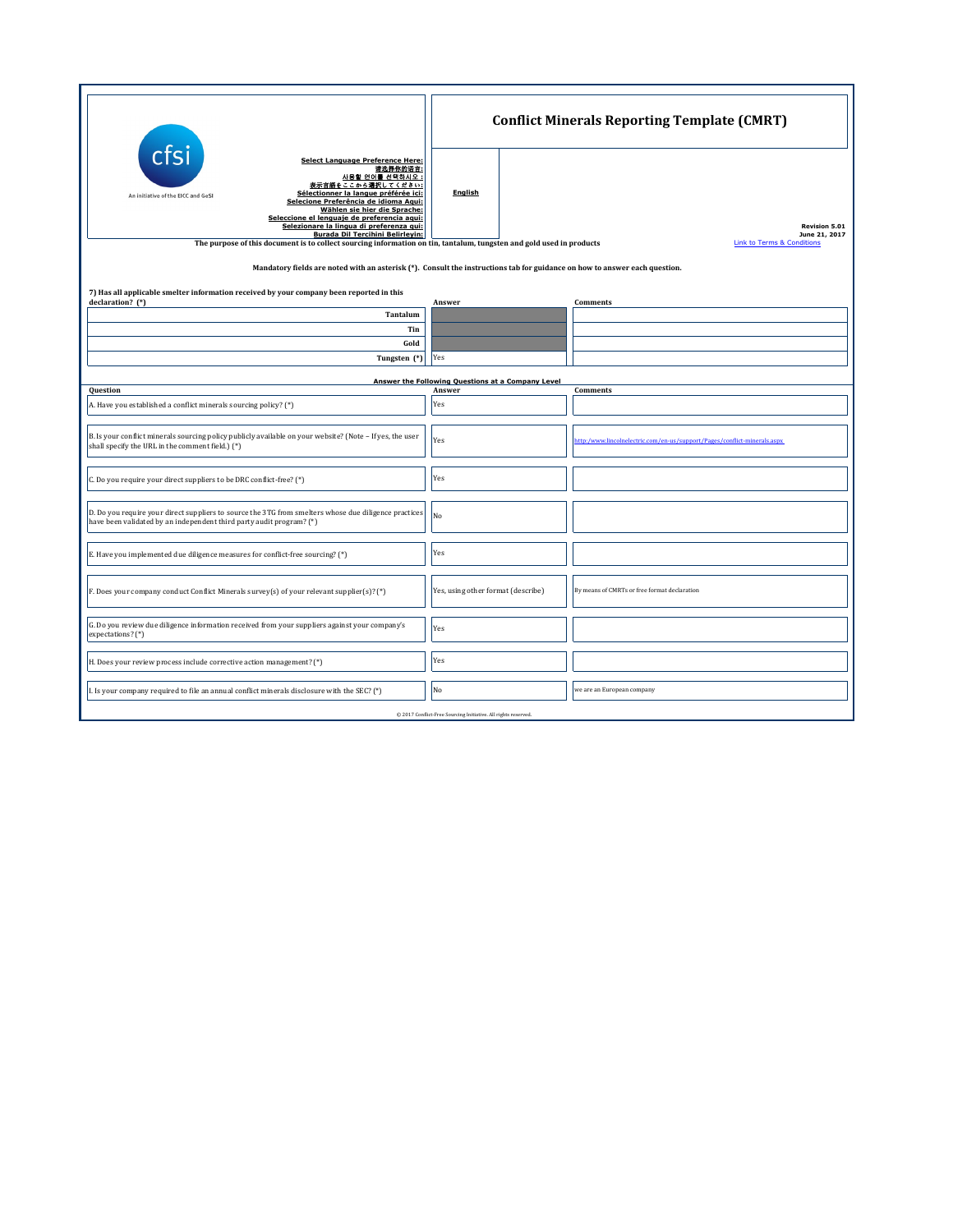cfsi

An initiative of the EICC and GeSI

**Select Language Preference Here:**
**请选择你的语言:**
**사용할 언어를 선택하시오 :**
**表示言語をここから選択してください:**
**Sélectionner la langue préférée ici:**
**Selecione Preferência de idioma Aqui:**
**Wählen sie hier die Sprache:**
**Seleccione el lenguaje de preferencia aqui:**
**Selezionare la lingua di preferenza qui:**
**Burada Dil Tercihini Belirleyin:**

**English**

# Conflict Minerals Reporting Template (CMRT)

**Revision 5.01**
**June 21, 2017**

Link to Terms & Conditions

**The purpose of this document is to collect sourcing information on tin, tantalum, tungsten and gold used in products**

**Mandatory fields are noted with an asterisk (*). Consult the instructions tab for guidance on how to answer each question.**

| 7) Has all applicable smelter information received by your company been reported in this declaration? (*) | Answer | Comments |
|---|---|---|
| Tantalum | | |
| Tin | | |
| Gold | | |
| Tungsten (*) | Yes | |

**Answer the Following Questions at a Company Level**

| Question | Answer | Comments |
|---|---|---|
| A. Have you established a conflict minerals sourcing policy? (*) | Yes | |
| B. Is your conflict minerals sourcing policy publicly available on your website? (Note – If yes, the user shall specify the URL in the comment field.) (*) | Yes | http://www.lincolnelectric.com/en-us/support/Pages/conflict-minerals.aspx |
| C. Do you require your direct suppliers to be DRC conflict-free? (*) | Yes | |
| D. Do you require your direct suppliers to source the 3TG from smelters whose due diligence practices have been validated by an independent third party audit program? (*) | No | |
| E. Have you implemented due diligence measures for conflict-free sourcing? (*) | Yes | |
| F. Does your company conduct Conflict Minerals survey(s) of your relevant supplier(s)? (*) | Yes, using other format (describe) | By means of CMRTs or free format declaration |
| G. Do you review due diligence information received from your suppliers against your company's expectations? (*) | Yes | |
| H. Does your review process include corrective action management? (*) | Yes | |
| I. Is your company required to file an annual conflict minerals disclosure with the SEC? (*) | No | we are an European company |

© 2017 Conflict-Free Sourcing Initiative. All rights reserved.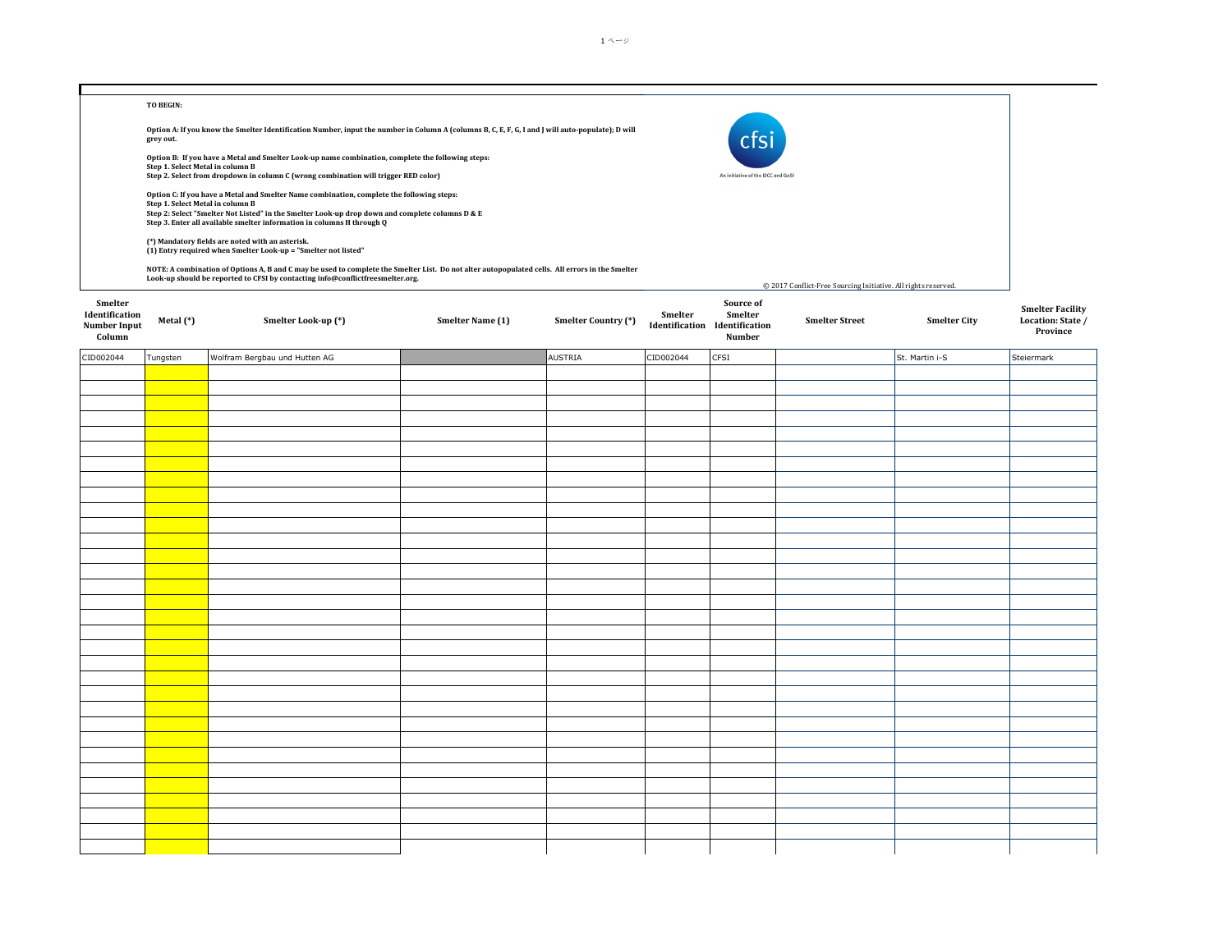**TO BEGIN:**

**Option A: If you know the Smelter Identification Number, input the number in Column A (columns B, C, E, F, G, I and J will auto-populate); D will grey out.**

**Option B: If you have a Metal and Smelter Look-up name combination, complete the following steps:**
**Step 1. Select Metal in column B**
**Step 2. Select from dropdown in column C (wrong combination will trigger RED color)**

**Option C: If you have a Metal and Smelter Name combination, complete the following steps:**
**Step 1. Select Metal in column B**
**Step 2: Select "Smelter Not Listed" in the Smelter Look-up drop down and complete columns D & E**
**Step 3. Enter all available smelter information in columns H through Q**

**(*) Mandatory fields are noted with an asterisk.**
**(1) Entry required when Smelter Look-up = "Smelter not listed"**

**NOTE: A combination of Options A, B and C may be used to complete the Smelter List. Do not alter autopopulated cells. All errors in the Smelter Look-up should be reported to CFSI by contacting info@conflictfreesmelter.org.**

cfsi
An initiative of the EICC and GeSI

© 2017 Conflict-Free Sourcing Initiative. All rights reserved.

| Smelter Identification Number Input Column | Metal (*) | Smelter Look-up (*) | Smelter Name (1) | Smelter Country (*) | Smelter Identification | Source of Smelter Identification Number | Smelter Street | Smelter City | Smelter Facility Location: State / Province |
|---|---|---|---|---|---|---|---|---|---|
| CID002044 | Tungsten | Wolfram Bergbau und Hutten AG | | AUSTRIA | CID002044 | CFSI | | St. Martin i-S | Steiermark |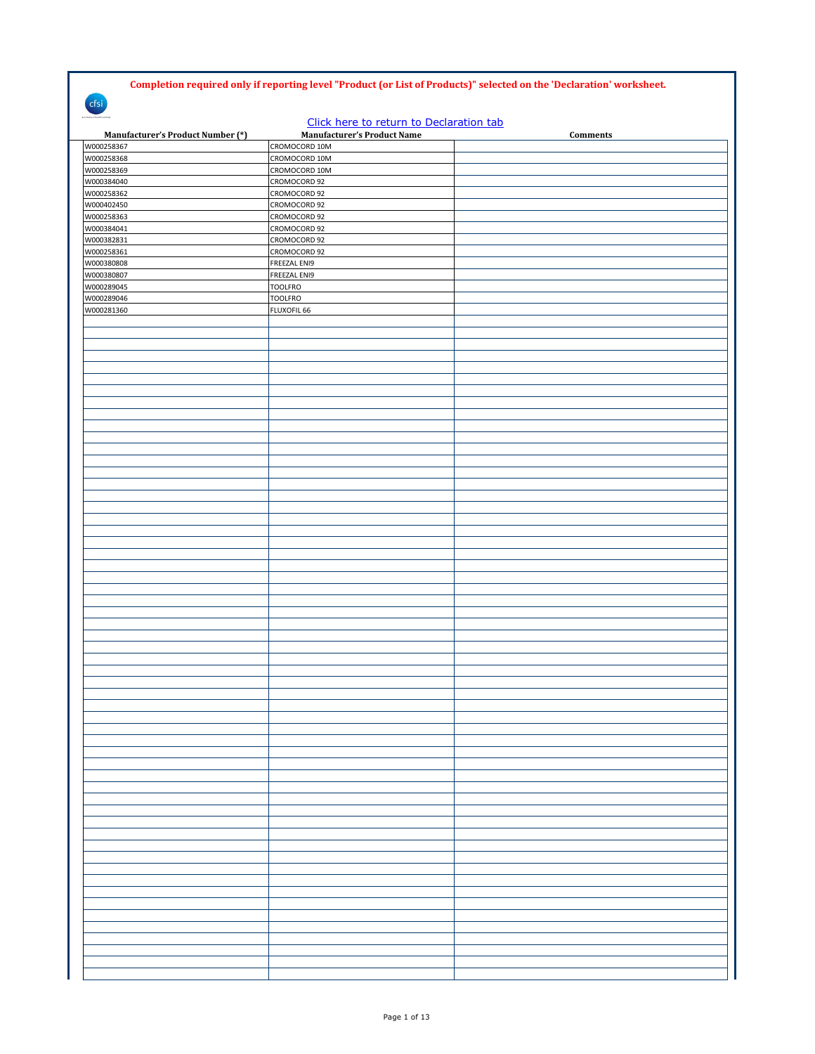**Completion required only if reporting level "Product (or List of Products)" selected on the 'Declaration' worksheet.**

Click here to return to Declaration tab

| Manufacturer's Product Number (*) | Manufacturer's Product Name | Comments |
|---|---|---|
| W000258367 | CROMOCORD 10M | |
| W000258368 | CROMOCORD 10M | |
| W000258369 | CROMOCORD 10M | |
| W000384040 | CROMOCORD 92 | |
| W000258362 | CROMOCORD 92 | |
| W000402450 | CROMOCORD 92 | |
| W000258363 | CROMOCORD 92 | |
| W000384041 | CROMOCORD 92 | |
| W000382831 | CROMOCORD 92 | |
| W000258361 | CROMOCORD 92 | |
| W000380808 | FREEZAL ENI9 | |
| W000380807 | FREEZAL ENI9 | |
| W000289045 | TOOLFRO | |
| W000289046 | TOOLFRO | |
| W000281360 | FLUXOFIL 66 | |